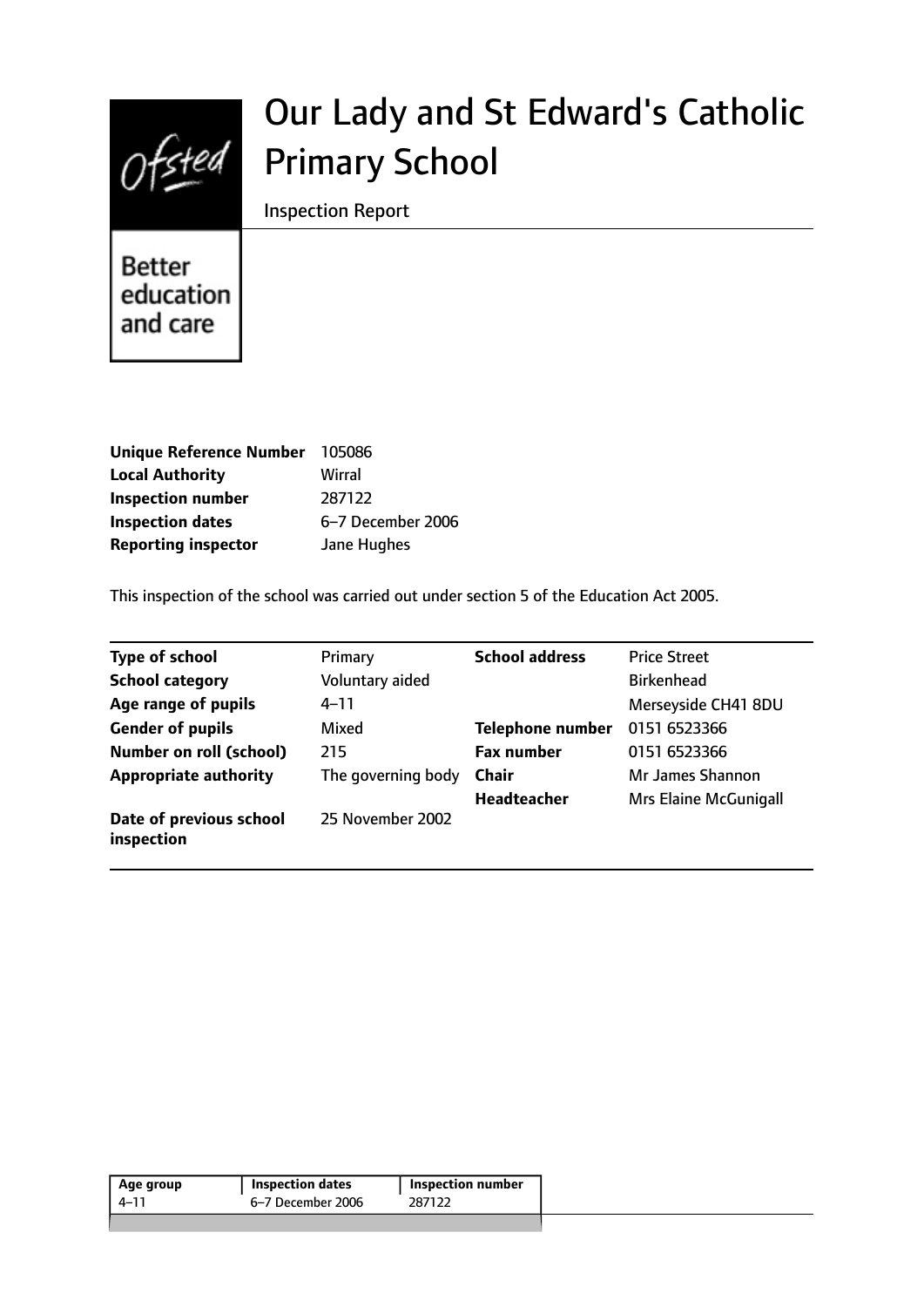# Our Lady and St Edward's Catholic Primary School

Inspection Report

Better education and care

| | |
|---|---|
| **Unique Reference Number** | 105086 |
| **Local Authority** | Wirral |
| **Inspection number** | 287122 |
| **Inspection dates** | 6–7 December 2006 |
| **Reporting inspector** | Jane Hughes |

This inspection of the school was carried out under section 5 of the Education Act 2005.

| | | | |
|---|---|---|---|
| **Type of school** | Primary | **School address** | Price Street |
| **School category** | Voluntary aided | | Birkenhead |
| **Age range of pupils** | 4–11 | | Merseyside CH41 8DU |
| **Gender of pupils** | Mixed | **Telephone number** | 0151 6523366 |
| **Number on roll (school)** | 215 | **Fax number** | 0151 6523366 |
| **Appropriate authority** | The governing body | **Chair** | Mr James Shannon |
| | | **Headteacher** | Mrs Elaine McGunigall |
| **Date of previous school inspection** | 25 November 2002 | | |

| Age group | Inspection dates | Inspection number |
|---|---|---|
| 4–11 | 6–7 December 2006 | 287122 |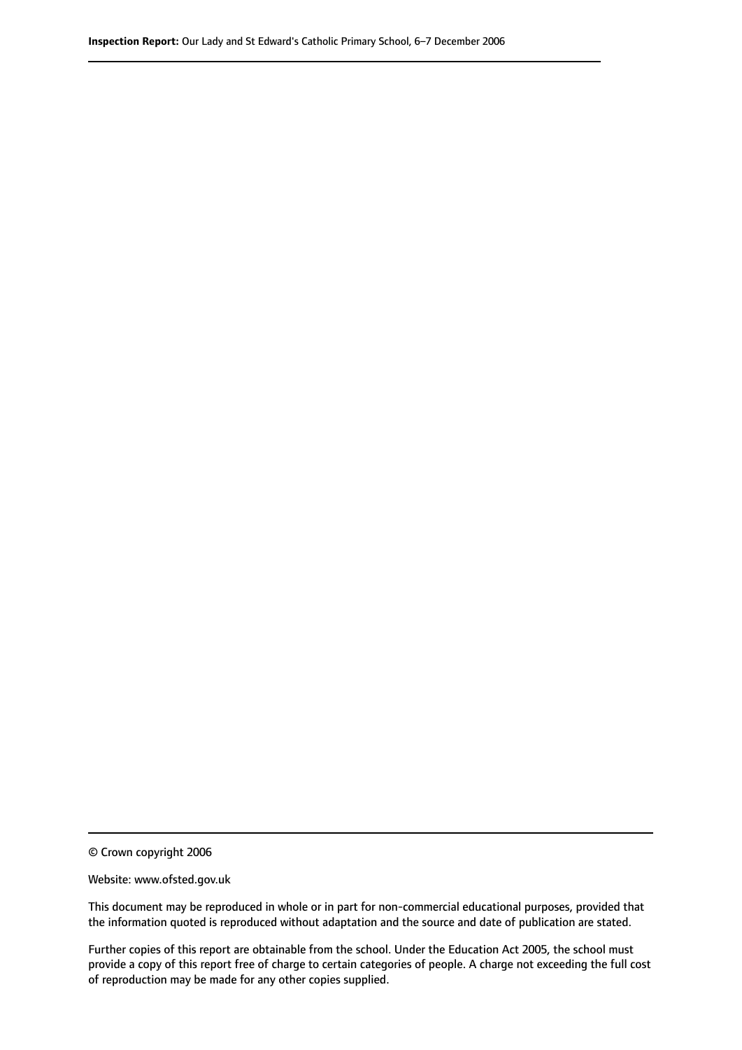© Crown copyright 2006

Website: www.ofsted.gov.uk

This document may be reproduced in whole or in part for non-commercial educational purposes, provided that the information quoted is reproduced without adaptation and the source and date of publication are stated.

Further copies of this report are obtainable from the school. Under the Education Act 2005, the school must provide a copy of this report free of charge to certain categories of people. A charge not exceeding the full cost of reproduction may be made for any other copies supplied.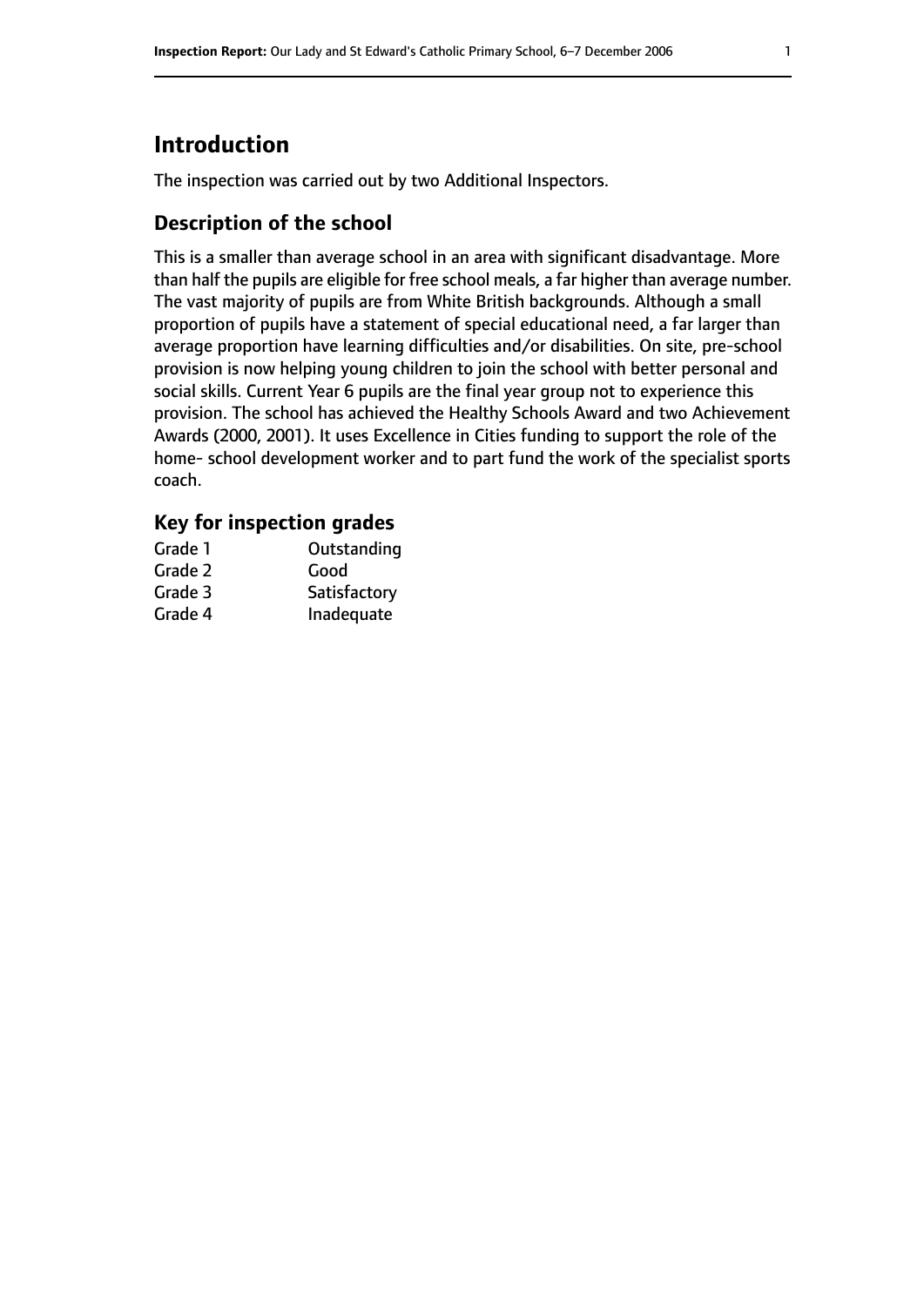# Introduction

The inspection was carried out by two Additional Inspectors.

## Description of the school

This is a smaller than average school in an area with significant disadvantage. More than half the pupils are eligible for free school meals, a far higher than average number. The vast majority of pupils are from White British backgrounds. Although a small proportion of pupils have a statement of special educational need, a far larger than average proportion have learning difficulties and/or disabilities. On site, pre-school provision is now helping young children to join the school with better personal and social skills. Current Year 6 pupils are the final year group not to experience this provision. The school has achieved the Healthy Schools Award and two Achievement Awards (2000, 2001). It uses Excellence in Cities funding to support the role of the home- school development worker and to part fund the work of the specialist sports coach.

## Key for inspection grades

| | |
|---|---|
| Grade 1 | Outstanding |
| Grade 2 | Good |
| Grade 3 | Satisfactory |
| Grade 4 | Inadequate |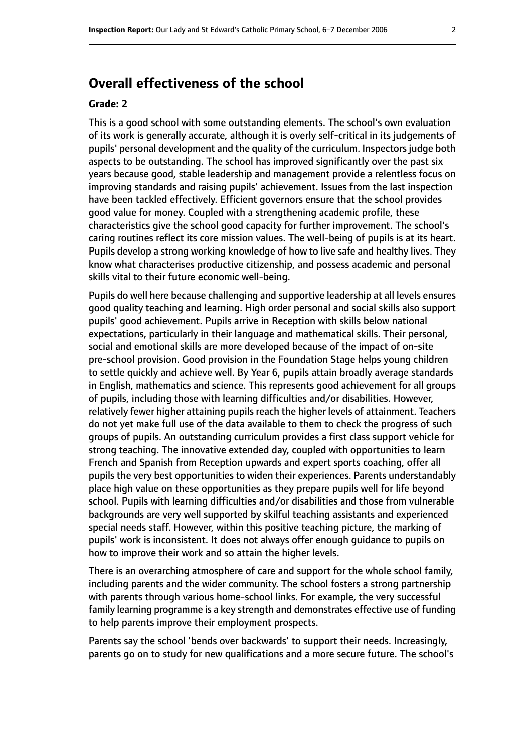## Overall effectiveness of the school

#### Grade: 2

This is a good school with some outstanding elements. The school's own evaluation of its work is generally accurate, although it is overly self-critical in its judgements of pupils' personal development and the quality of the curriculum. Inspectors judge both aspects to be outstanding. The school has improved significantly over the past six years because good, stable leadership and management provide a relentless focus on improving standards and raising pupils' achievement. Issues from the last inspection have been tackled effectively. Efficient governors ensure that the school provides good value for money. Coupled with a strengthening academic profile, these characteristics give the school good capacity for further improvement. The school's caring routines reflect its core mission values. The well-being of pupils is at its heart. Pupils develop a strong working knowledge of how to live safe and healthy lives. They know what characterises productive citizenship, and possess academic and personal skills vital to their future economic well-being.

Pupils do well here because challenging and supportive leadership at all levels ensures good quality teaching and learning. High order personal and social skills also support pupils' good achievement. Pupils arrive in Reception with skills below national expectations, particularly in their language and mathematical skills. Their personal, social and emotional skills are more developed because of the impact of on-site pre-school provision. Good provision in the Foundation Stage helps young children to settle quickly and achieve well. By Year 6, pupils attain broadly average standards in English, mathematics and science. This represents good achievement for all groups of pupils, including those with learning difficulties and/or disabilities. However, relatively fewer higher attaining pupils reach the higher levels of attainment. Teachers do not yet make full use of the data available to them to check the progress of such groups of pupils. An outstanding curriculum provides a first class support vehicle for strong teaching. The innovative extended day, coupled with opportunities to learn French and Spanish from Reception upwards and expert sports coaching, offer all pupils the very best opportunities to widen their experiences. Parents understandably place high value on these opportunities as they prepare pupils well for life beyond school. Pupils with learning difficulties and/or disabilities and those from vulnerable backgrounds are very well supported by skilful teaching assistants and experienced special needs staff. However, within this positive teaching picture, the marking of pupils' work is inconsistent. It does not always offer enough guidance to pupils on how to improve their work and so attain the higher levels.

There is an overarching atmosphere of care and support for the whole school family, including parents and the wider community. The school fosters a strong partnership with parents through various home-school links. For example, the very successful family learning programme is a key strength and demonstrates effective use of funding to help parents improve their employment prospects.

Parents say the school 'bends over backwards' to support their needs. Increasingly, parents go on to study for new qualifications and a more secure future. The school's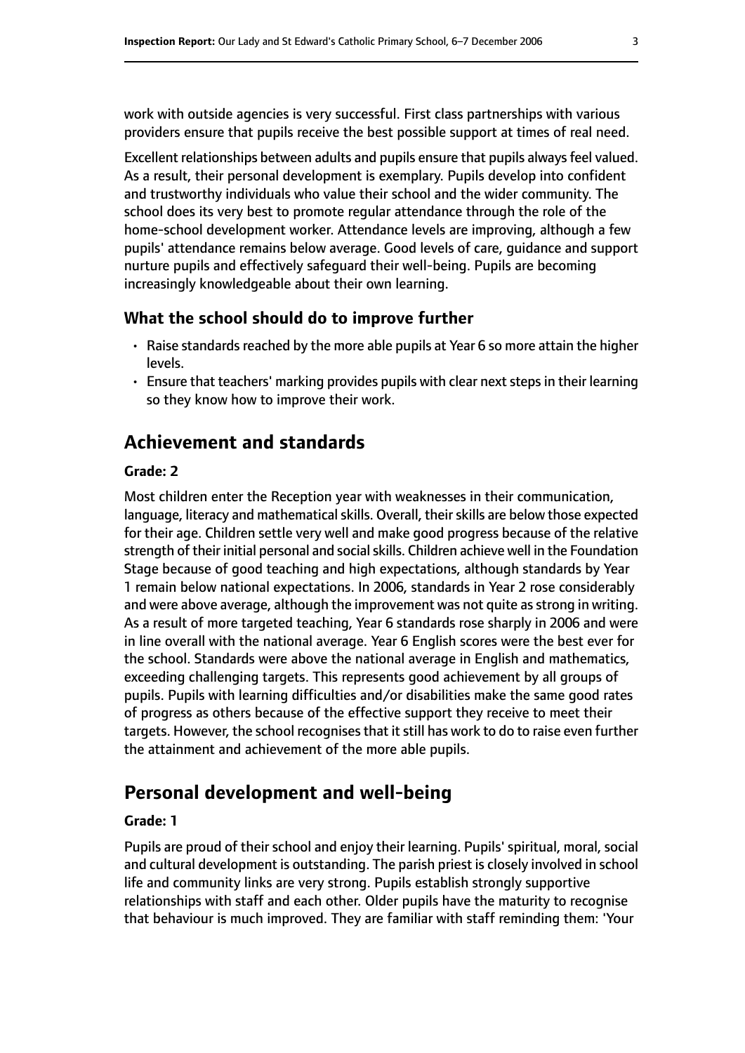work with outside agencies is very successful. First class partnerships with various providers ensure that pupils receive the best possible support at times of real need.

Excellent relationships between adults and pupils ensure that pupils always feel valued. As a result, their personal development is exemplary. Pupils develop into confident and trustworthy individuals who value their school and the wider community. The school does its very best to promote regular attendance through the role of the home-school development worker. Attendance levels are improving, although a few pupils' attendance remains below average. Good levels of care, guidance and support nurture pupils and effectively safeguard their well-being. Pupils are becoming increasingly knowledgeable about their own learning.

### What the school should do to improve further

- Raise standards reached by the more able pupils at Year 6 so more attain the higher levels.
- Ensure that teachers' marking provides pupils with clear next steps in their learning so they know how to improve their work.

## Achievement and standards

#### Grade: 2

Most children enter the Reception year with weaknesses in their communication, language, literacy and mathematical skills. Overall, their skills are below those expected for their age. Children settle very well and make good progress because of the relative strength of their initial personal and social skills. Children achieve well in the Foundation Stage because of good teaching and high expectations, although standards by Year 1 remain below national expectations. In 2006, standards in Year 2 rose considerably and were above average, although the improvement was not quite as strong in writing. As a result of more targeted teaching, Year 6 standards rose sharply in 2006 and were in line overall with the national average. Year 6 English scores were the best ever for the school. Standards were above the national average in English and mathematics, exceeding challenging targets. This represents good achievement by all groups of pupils. Pupils with learning difficulties and/or disabilities make the same good rates of progress as others because of the effective support they receive to meet their targets. However, the school recognises that it still has work to do to raise even further the attainment and achievement of the more able pupils.

## Personal development and well-being

#### Grade: 1

Pupils are proud of their school and enjoy their learning. Pupils' spiritual, moral, social and cultural development is outstanding. The parish priest is closely involved in school life and community links are very strong. Pupils establish strongly supportive relationships with staff and each other. Older pupils have the maturity to recognise that behaviour is much improved. They are familiar with staff reminding them: 'Your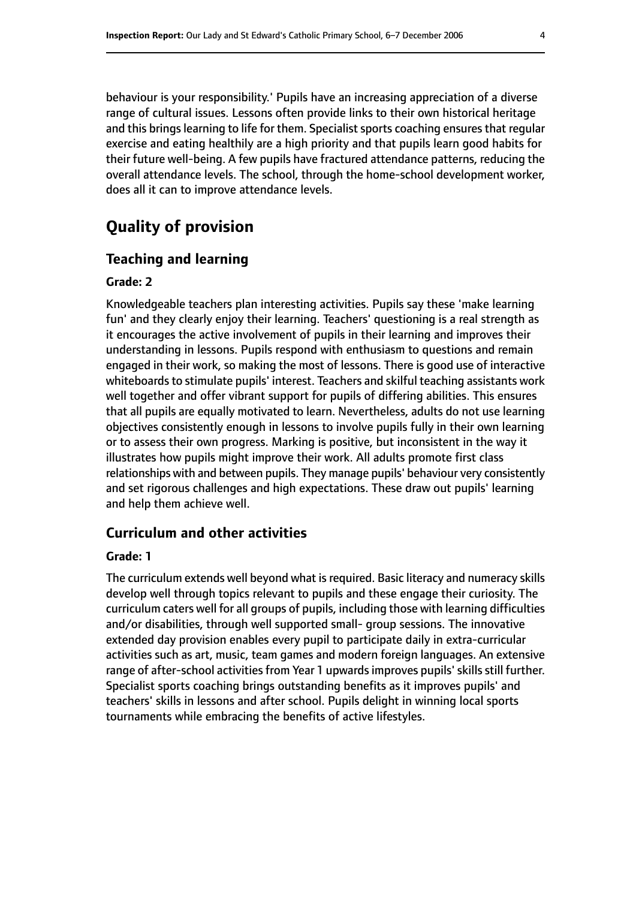behaviour is your responsibility.' Pupils have an increasing appreciation of a diverse range of cultural issues. Lessons often provide links to their own historical heritage and this brings learning to life for them. Specialist sports coaching ensures that regular exercise and eating healthily are a high priority and that pupils learn good habits for their future well-being. A few pupils have fractured attendance patterns, reducing the overall attendance levels. The school, through the home-school development worker, does all it can to improve attendance levels.

# Quality of provision

## Teaching and learning

#### Grade: 2

Knowledgeable teachers plan interesting activities. Pupils say these 'make learning fun' and they clearly enjoy their learning. Teachers' questioning is a real strength as it encourages the active involvement of pupils in their learning and improves their understanding in lessons. Pupils respond with enthusiasm to questions and remain engaged in their work, so making the most of lessons. There is good use of interactive whiteboards to stimulate pupils' interest. Teachers and skilful teaching assistants work well together and offer vibrant support for pupils of differing abilities. This ensures that all pupils are equally motivated to learn. Nevertheless, adults do not use learning objectives consistently enough in lessons to involve pupils fully in their own learning or to assess their own progress. Marking is positive, but inconsistent in the way it illustrates how pupils might improve their work. All adults promote first class relationships with and between pupils. They manage pupils' behaviour very consistently and set rigorous challenges and high expectations. These draw out pupils' learning and help them achieve well.

## Curriculum and other activities

#### Grade: 1

The curriculum extends well beyond what is required. Basic literacy and numeracy skills develop well through topics relevant to pupils and these engage their curiosity. The curriculum caters well for all groups of pupils, including those with learning difficulties and/or disabilities, through well supported small- group sessions. The innovative extended day provision enables every pupil to participate daily in extra-curricular activities such as art, music, team games and modern foreign languages. An extensive range of after-school activities from Year 1 upwards improves pupils' skills still further. Specialist sports coaching brings outstanding benefits as it improves pupils' and teachers' skills in lessons and after school. Pupils delight in winning local sports tournaments while embracing the benefits of active lifestyles.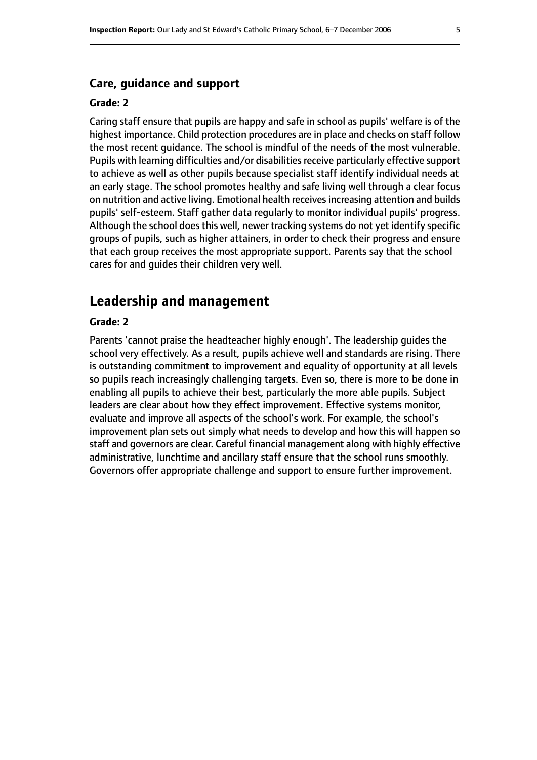### Care, guidance and support

#### Grade: 2

Caring staff ensure that pupils are happy and safe in school as pupils' welfare is of the highest importance. Child protection procedures are in place and checks on staff follow the most recent guidance. The school is mindful of the needs of the most vulnerable. Pupils with learning difficulties and/or disabilities receive particularly effective support to achieve as well as other pupils because specialist staff identify individual needs at an early stage. The school promotes healthy and safe living well through a clear focus on nutrition and active living. Emotional health receives increasing attention and builds pupils' self-esteem. Staff gather data regularly to monitor individual pupils' progress. Although the school does this well, newer tracking systems do not yet identify specific groups of pupils, such as higher attainers, in order to check their progress and ensure that each group receives the most appropriate support. Parents say that the school cares for and guides their children very well.

## Leadership and management

#### Grade: 2

Parents 'cannot praise the headteacher highly enough'. The leadership guides the school very effectively. As a result, pupils achieve well and standards are rising. There is outstanding commitment to improvement and equality of opportunity at all levels so pupils reach increasingly challenging targets. Even so, there is more to be done in enabling all pupils to achieve their best, particularly the more able pupils. Subject leaders are clear about how they effect improvement. Effective systems monitor, evaluate and improve all aspects of the school's work. For example, the school's improvement plan sets out simply what needs to develop and how this will happen so staff and governors are clear. Careful financial management along with highly effective administrative, lunchtime and ancillary staff ensure that the school runs smoothly. Governors offer appropriate challenge and support to ensure further improvement.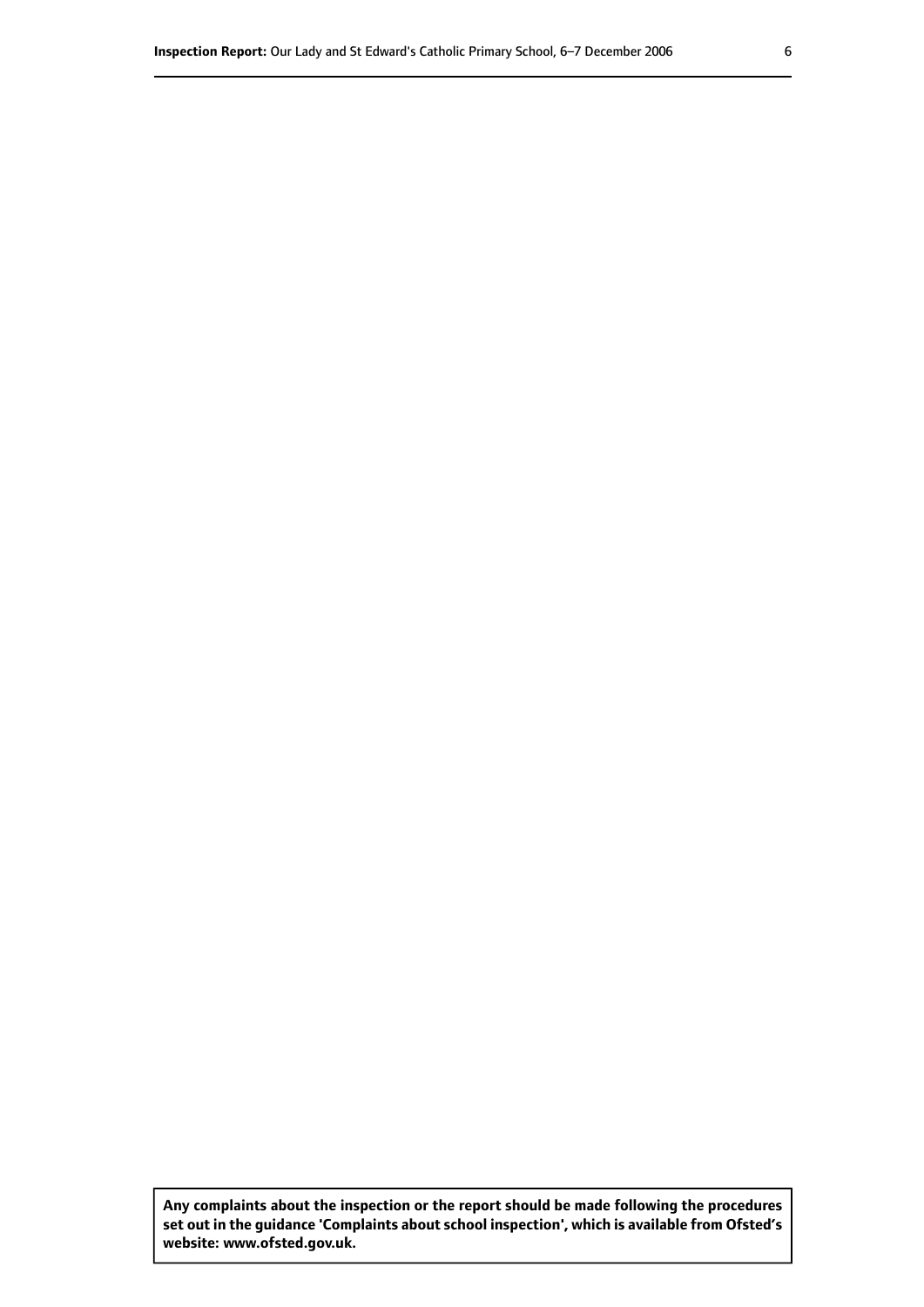**Any complaints about the inspection or the report should be made following the procedures set out in the guidance 'Complaints about school inspection', which is available from Ofsted's website: www.ofsted.gov.uk.**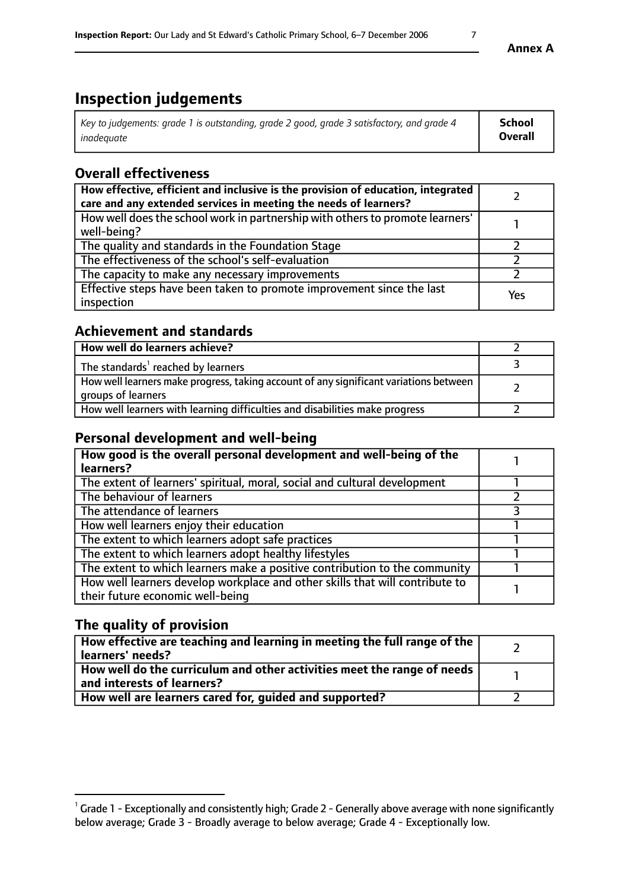**Annex A**

# Inspection judgements

| *Key to judgements: grade 1 is outstanding, grade 2 good, grade 3 satisfactory, and grade 4 inadequate* | **School Overall** |
|---|---|

## Overall effectiveness

| | |
|---|---|
| **How effective, efficient and inclusive is the provision of education, integrated care and any extended services in meeting the needs of learners?** | 2 |
| How well does the school work in partnership with others to promote learners' well-being? | 1 |
| The quality and standards in the Foundation Stage | 2 |
| The effectiveness of the school's self-evaluation | 2 |
| The capacity to make any necessary improvements | 2 |
| Effective steps have been taken to promote improvement since the last inspection | Yes |

## Achievement and standards

| | |
|---|---|
| **How well do learners achieve?** | 2 |
| The standards[1] reached by learners | 3 |
| How well learners make progress, taking account of any significant variations between groups of learners | 2 |
| How well learners with learning difficulties and disabilities make progress | 2 |

## Personal development and well-being

| | |
|---|---|
| **How good is the overall personal development and well-being of the learners?** | 1 |
| The extent of learners' spiritual, moral, social and cultural development | 1 |
| The behaviour of learners | 2 |
| The attendance of learners | 3 |
| How well learners enjoy their education | 1 |
| The extent to which learners adopt safe practices | 1 |
| The extent to which learners adopt healthy lifestyles | 1 |
| The extent to which learners make a positive contribution to the community | 1 |
| How well learners develop workplace and other skills that will contribute to their future economic well-being | 1 |

## The quality of provision

| | |
|---|---|
| **How effective are teaching and learning in meeting the full range of the learners' needs?** | 2 |
| **How well do the curriculum and other activities meet the range of needs and interests of learners?** | 1 |
| **How well are learners cared for, guided and supported?** | 2 |

[1] Grade 1 - Exceptionally and consistently high; Grade 2 - Generally above average with none significantly below average; Grade 3 - Broadly average to below average; Grade 4 - Exceptionally low.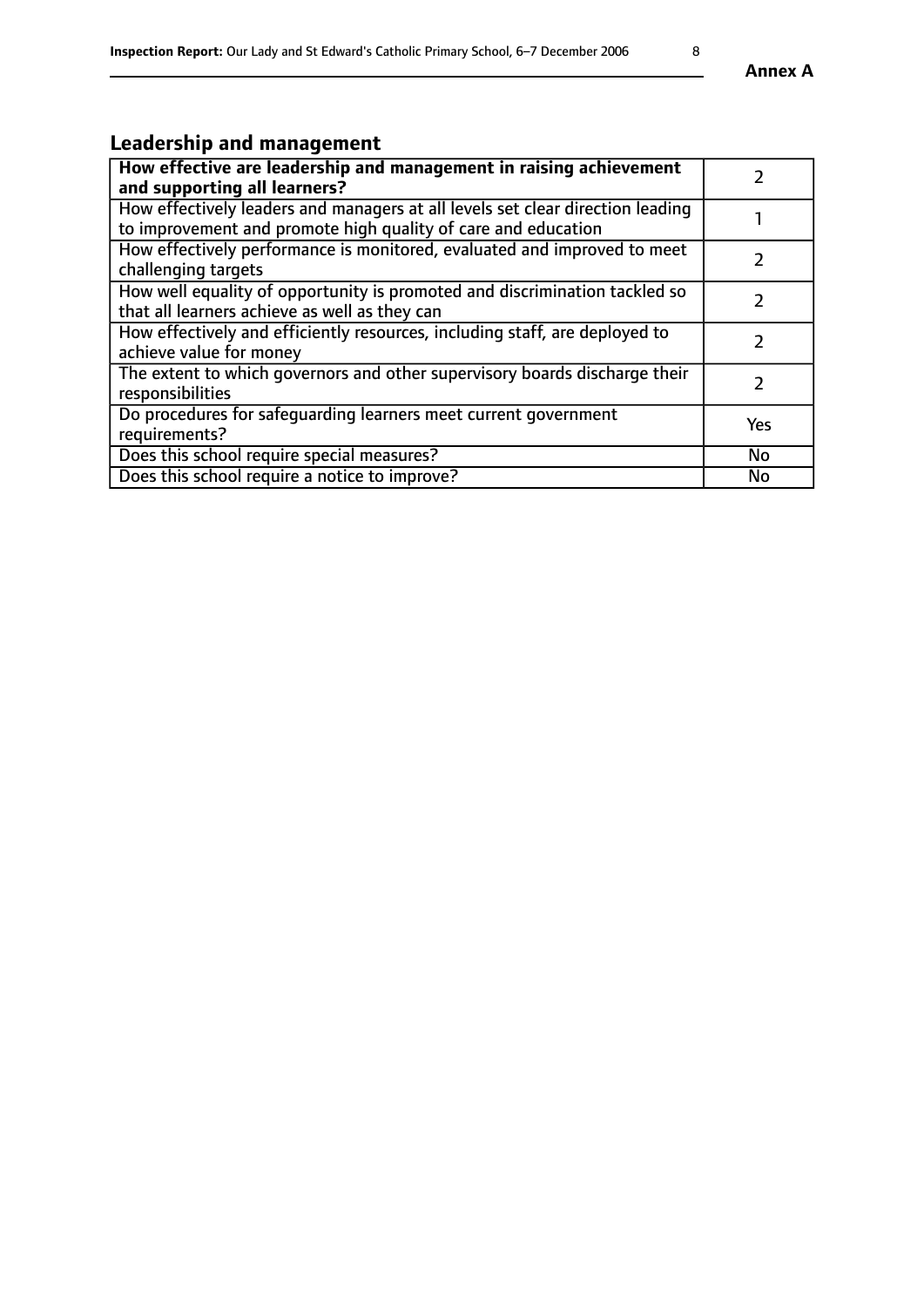## Leadership and management

| | |
|---|---|
| **How effective are leadership and management in raising achievement and supporting all learners?** | 2 |
| How effectively leaders and managers at all levels set clear direction leading to improvement and promote high quality of care and education | 1 |
| How effectively performance is monitored, evaluated and improved to meet challenging targets | 2 |
| How well equality of opportunity is promoted and discrimination tackled so that all learners achieve as well as they can | 2 |
| How effectively and efficiently resources, including staff, are deployed to achieve value for money | 2 |
| The extent to which governors and other supervisory boards discharge their responsibilities | 2 |
| Do procedures for safeguarding learners meet current government requirements? | Yes |
| Does this school require special measures? | No |
| Does this school require a notice to improve? | No |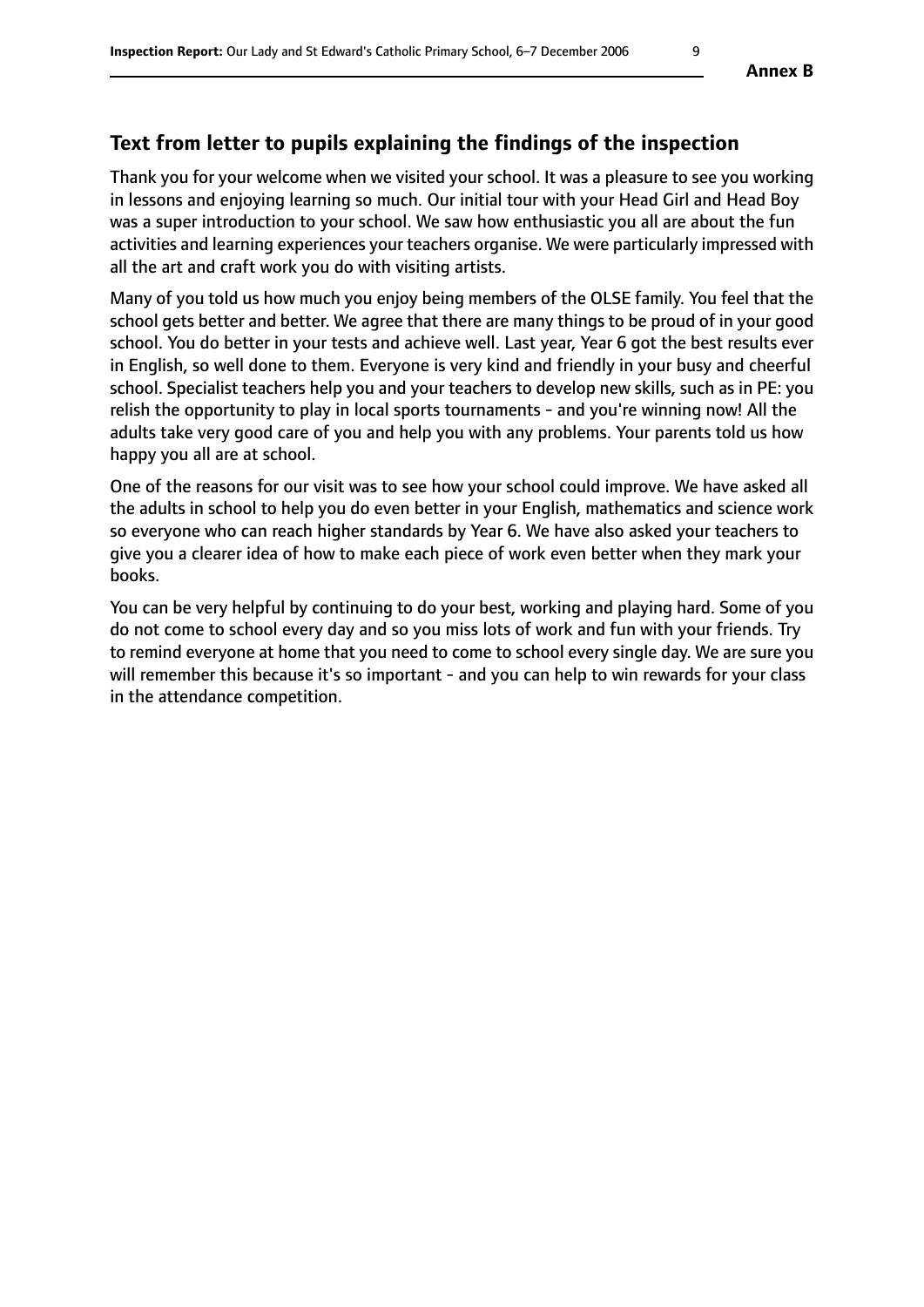## Text from letter to pupils explaining the findings of the inspection

Thank you for your welcome when we visited your school. It was a pleasure to see you working in lessons and enjoying learning so much. Our initial tour with your Head Girl and Head Boy was a super introduction to your school. We saw how enthusiastic you all are about the fun activities and learning experiences your teachers organise. We were particularly impressed with all the art and craft work you do with visiting artists.

Many of you told us how much you enjoy being members of the OLSE family. You feel that the school gets better and better. We agree that there are many things to be proud of in your good school. You do better in your tests and achieve well. Last year, Year 6 got the best results ever in English, so well done to them. Everyone is very kind and friendly in your busy and cheerful school. Specialist teachers help you and your teachers to develop new skills, such as in PE: you relish the opportunity to play in local sports tournaments - and you're winning now! All the adults take very good care of you and help you with any problems. Your parents told us how happy you all are at school.

One of the reasons for our visit was to see how your school could improve. We have asked all the adults in school to help you do even better in your English, mathematics and science work so everyone who can reach higher standards by Year 6. We have also asked your teachers to give you a clearer idea of how to make each piece of work even better when they mark your books.

You can be very helpful by continuing to do your best, working and playing hard. Some of you do not come to school every day and so you miss lots of work and fun with your friends. Try to remind everyone at home that you need to come to school every single day. We are sure you will remember this because it's so important - and you can help to win rewards for your class in the attendance competition.